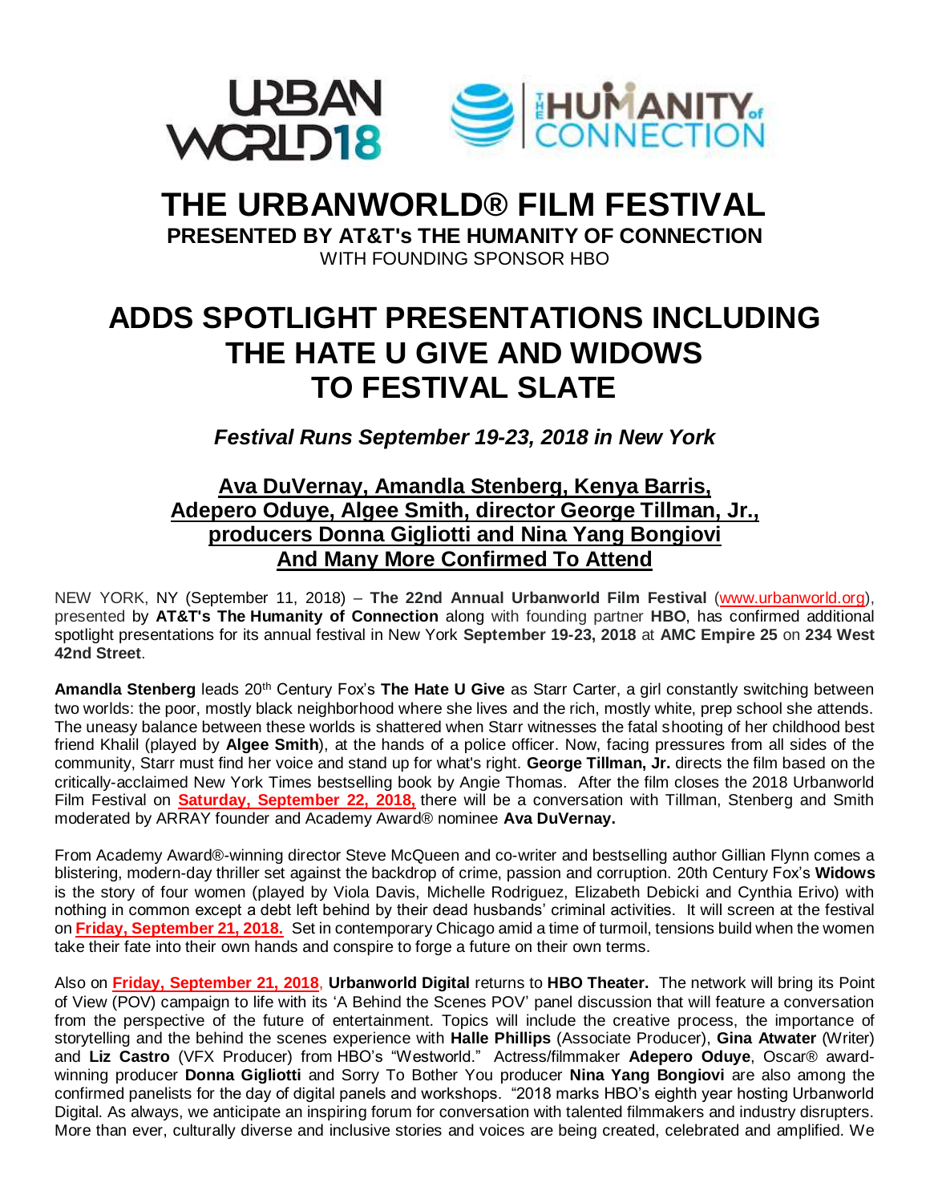# THE URBANWORLD® FILM FESTIVAL

**PRESENTED BY AT&T's THE HUMANITY OF CONNECTION**

WITH FOUNDING SPONSOR HBO

# ADDS SPOTLIGHT PRESENTATIONS INCLUDING THE HATE U GIVE AND WIDOWS TO FESTIVAL SLATE

***Festival Runs September 19-23, 2018 in New York***

## Ava DuVernay, Amandla Stenberg, Kenya Barris, Adepero Oduye, Algee Smith, director George Tillman, Jr., producers Donna Gigliotti and Nina Yang Bongiovi And Many More Confirmed To Attend

NEW YORK, NY (September 11, 2018) – **The 22nd Annual Urbanworld Film Festival** (www.urbanworld.org), presented by **AT&T's The Humanity of Connection** along with founding partner **HBO**, has confirmed additional spotlight presentations for its annual festival in New York **September 19-23, 2018** at **AMC Empire 25** on **234 West 42nd Street**.

**Amandla Stenberg** leads 20th Century Fox's **The Hate U Give** as Starr Carter, a girl constantly switching between two worlds: the poor, mostly black neighborhood where she lives and the rich, mostly white, prep school she attends. The uneasy balance between these worlds is shattered when Starr witnesses the fatal shooting of her childhood best friend Khalil (played by **Algee Smith**), at the hands of a police officer. Now, facing pressures from all sides of the community, Starr must find her voice and stand up for what's right. **George Tillman, Jr.** directs the film based on the critically-acclaimed New York Times bestselling book by Angie Thomas. After the film closes the 2018 Urbanworld Film Festival on **Saturday, September 22, 2018,** there will be a conversation with Tillman, Stenberg and Smith moderated by ARRAY founder and Academy Award® nominee **Ava DuVernay.**

From Academy Award®-winning director Steve McQueen and co-writer and bestselling author Gillian Flynn comes a blistering, modern-day thriller set against the backdrop of crime, passion and corruption. 20th Century Fox's **Widows** is the story of four women (played by Viola Davis, Michelle Rodriguez, Elizabeth Debicki and Cynthia Erivo) with nothing in common except a debt left behind by their dead husbands' criminal activities. It will screen at the festival on **Friday, September 21, 2018.** Set in contemporary Chicago amid a time of turmoil, tensions build when the women take their fate into their own hands and conspire to forge a future on their own terms.

Also on **Friday, September 21, 2018**, **Urbanworld Digital** returns to **HBO Theater.** The network will bring its Point of View (POV) campaign to life with its 'A Behind the Scenes POV' panel discussion that will feature a conversation from the perspective of the future of entertainment. Topics will include the creative process, the importance of storytelling and the behind the scenes experience with **Halle Phillips** (Associate Producer), **Gina Atwater** (Writer) and **Liz Castro** (VFX Producer) from HBO's "Westworld." Actress/filmmaker **Adepero Oduye**, Oscar® award-winning producer **Donna Gigliotti** and Sorry To Bother You producer **Nina Yang Bongiovi** are also among the confirmed panelists for the day of digital panels and workshops. "2018 marks HBO's eighth year hosting Urbanworld Digital. As always, we anticipate an inspiring forum for conversation with talented filmmakers and industry disrupters. More than ever, culturally diverse and inclusive stories and voices are being created, celebrated and amplified. We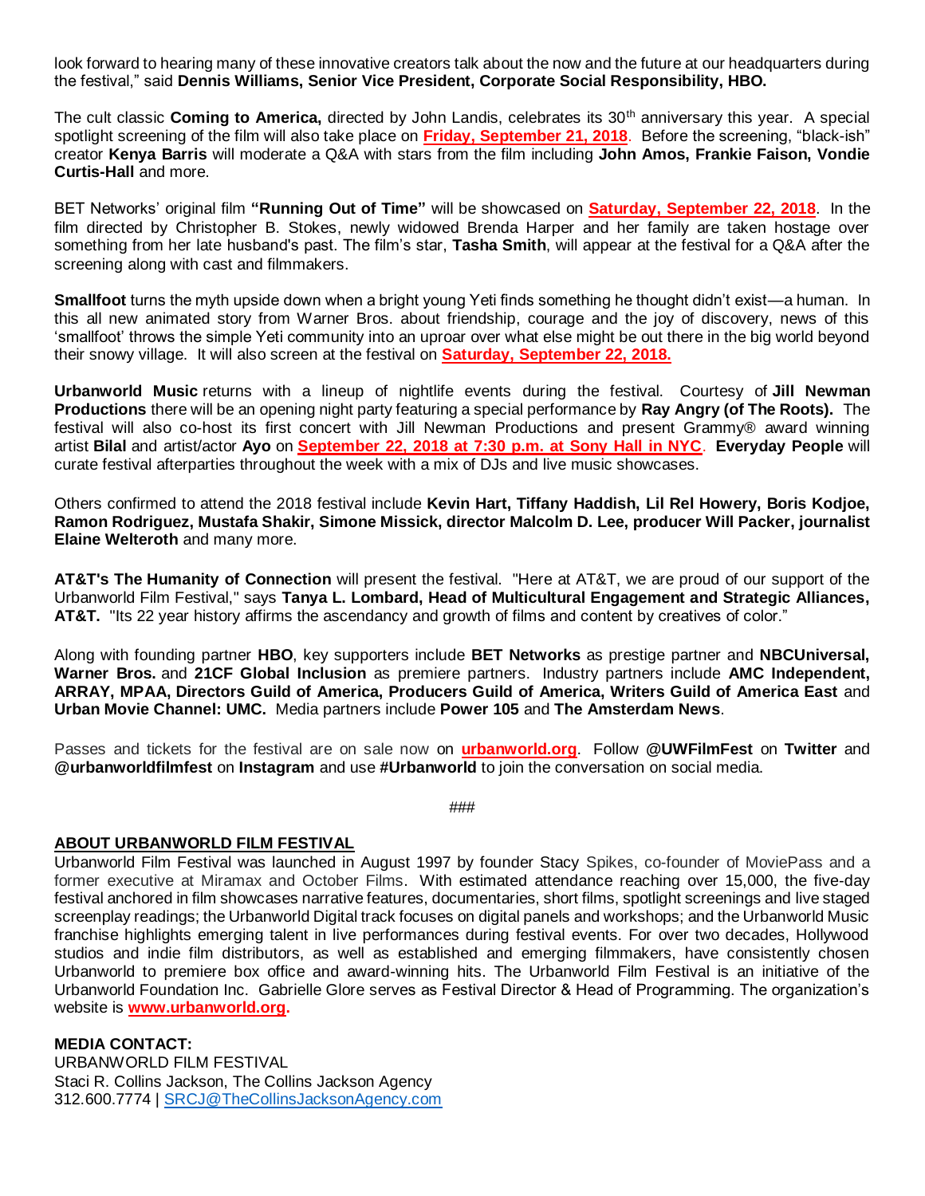look forward to hearing many of these innovative creators talk about the now and the future at our headquarters during the festival," said **Dennis Williams, Senior Vice President, Corporate Social Responsibility, HBO.**

The cult classic **Coming to America,** directed by John Landis, celebrates its 30th anniversary this year. A special spotlight screening of the film will also take place on **Friday, September 21, 2018**. Before the screening, "black-ish" creator **Kenya Barris** will moderate a Q&A with stars from the film including **John Amos, Frankie Faison, Vondie Curtis-Hall** and more.

BET Networks' original film **"Running Out of Time"** will be showcased on **Saturday, September 22, 2018**. In the film directed by Christopher B. Stokes, newly widowed Brenda Harper and her family are taken hostage over something from her late husband's past. The film's star, **Tasha Smith**, will appear at the festival for a Q&A after the screening along with cast and filmmakers.

**Smallfoot** turns the myth upside down when a bright young Yeti finds something he thought didn't exist—a human. In this all new animated story from Warner Bros. about friendship, courage and the joy of discovery, news of this 'smallfoot' throws the simple Yeti community into an uproar over what else might be out there in the big world beyond their snowy village. It will also screen at the festival on **Saturday, September 22, 2018.**

**Urbanworld Music** returns with a lineup of nightlife events during the festival. Courtesy of **Jill Newman Productions** there will be an opening night party featuring a special performance by **Ray Angry (of The Roots).** The festival will also co-host its first concert with Jill Newman Productions and present Grammy® award winning artist **Bilal** and artist/actor **Ayo** on **September 22, 2018 at 7:30 p.m. at Sony Hall in NYC**. **Everyday People** will curate festival afterparties throughout the week with a mix of DJs and live music showcases.

Others confirmed to attend the 2018 festival include **Kevin Hart, Tiffany Haddish, Lil Rel Howery, Boris Kodjoe, Ramon Rodriguez, Mustafa Shakir, Simone Missick, director Malcolm D. Lee, producer Will Packer, journalist Elaine Welteroth** and many more.

**AT&T's The Humanity of Connection** will present the festival. "Here at AT&T, we are proud of our support of the Urbanworld Film Festival," says **Tanya L. Lombard, Head of Multicultural Engagement and Strategic Alliances, AT&T.** "Its 22 year history affirms the ascendancy and growth of films and content by creatives of color."

Along with founding partner **HBO**, key supporters include **BET Networks** as prestige partner and **NBCUniversal, Warner Bros.** and **21CF Global Inclusion** as premiere partners. Industry partners include **AMC Independent, ARRAY, MPAA, Directors Guild of America, Producers Guild of America, Writers Guild of America East** and **Urban Movie Channel: UMC.** Media partners include **Power 105** and **The Amsterdam News**.

Passes and tickets for the festival are on sale now on **urbanworld.org**. Follow **@UWFilmFest** on **Twitter** and **@urbanworldfilmfest** on **Instagram** and use **#Urbanworld** to join the conversation on social media.

###

**ABOUT URBANWORLD FILM FESTIVAL**

Urbanworld Film Festival was launched in August 1997 by founder Stacy Spikes, co-founder of MoviePass and a former executive at Miramax and October Films. With estimated attendance reaching over 15,000, the five-day festival anchored in film showcases narrative features, documentaries, short films, spotlight screenings and live staged screenplay readings; the Urbanworld Digital track focuses on digital panels and workshops; and the Urbanworld Music franchise highlights emerging talent in live performances during festival events. For over two decades, Hollywood studios and indie film distributors, as well as established and emerging filmmakers, have consistently chosen Urbanworld to premiere box office and award-winning hits. The Urbanworld Film Festival is an initiative of the Urbanworld Foundation Inc. Gabrielle Glore serves as Festival Director & Head of Programming. The organization's website is **www.urbanworld.org.**

**MEDIA CONTACT:**
URBANWORLD FILM FESTIVAL
Staci R. Collins Jackson, The Collins Jackson Agency
312.600.7774 | SRCJ@TheCollinsJacksonAgency.com